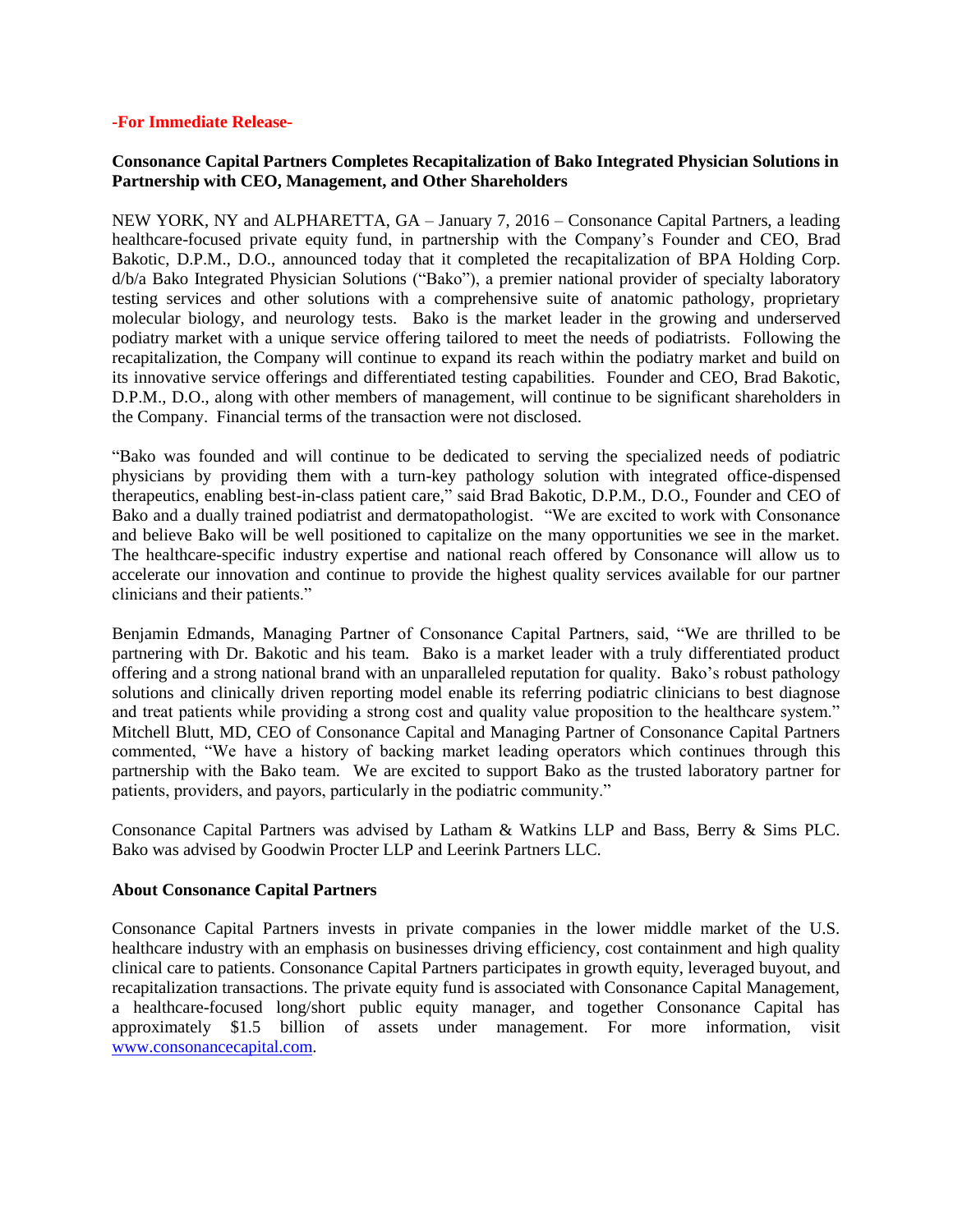**-For Immediate Release-**

**Consonance Capital Partners Completes Recapitalization of Bako Integrated Physician Solutions in Partnership with CEO, Management, and Other Shareholders**

NEW YORK, NY and ALPHARETTA, GA – January 7, 2016 – Consonance Capital Partners, a leading healthcare-focused private equity fund, in partnership with the Company's Founder and CEO, Brad Bakotic, D.P.M., D.O., announced today that it completed the recapitalization of BPA Holding Corp. d/b/a Bako Integrated Physician Solutions ("Bako"), a premier national provider of specialty laboratory testing services and other solutions with a comprehensive suite of anatomic pathology, proprietary molecular biology, and neurology tests. Bako is the market leader in the growing and underserved podiatry market with a unique service offering tailored to meet the needs of podiatrists. Following the recapitalization, the Company will continue to expand its reach within the podiatry market and build on its innovative service offerings and differentiated testing capabilities. Founder and CEO, Brad Bakotic, D.P.M., D.O., along with other members of management, will continue to be significant shareholders in the Company. Financial terms of the transaction were not disclosed.

"Bako was founded and will continue to be dedicated to serving the specialized needs of podiatric physicians by providing them with a turn-key pathology solution with integrated office-dispensed therapeutics, enabling best-in-class patient care," said Brad Bakotic, D.P.M., D.O., Founder and CEO of Bako and a dually trained podiatrist and dermatopathologist. "We are excited to work with Consonance and believe Bako will be well positioned to capitalize on the many opportunities we see in the market. The healthcare-specific industry expertise and national reach offered by Consonance will allow us to accelerate our innovation and continue to provide the highest quality services available for our partner clinicians and their patients."

Benjamin Edmands, Managing Partner of Consonance Capital Partners, said, "We are thrilled to be partnering with Dr. Bakotic and his team. Bako is a market leader with a truly differentiated product offering and a strong national brand with an unparalleled reputation for quality. Bako's robust pathology solutions and clinically driven reporting model enable its referring podiatric clinicians to best diagnose and treat patients while providing a strong cost and quality value proposition to the healthcare system." Mitchell Blutt, MD, CEO of Consonance Capital and Managing Partner of Consonance Capital Partners commented, "We have a history of backing market leading operators which continues through this partnership with the Bako team. We are excited to support Bako as the trusted laboratory partner for patients, providers, and payors, particularly in the podiatric community."

Consonance Capital Partners was advised by Latham & Watkins LLP and Bass, Berry & Sims PLC. Bako was advised by Goodwin Procter LLP and Leerink Partners LLC.

**About Consonance Capital Partners**

Consonance Capital Partners invests in private companies in the lower middle market of the U.S. healthcare industry with an emphasis on businesses driving efficiency, cost containment and high quality clinical care to patients. Consonance Capital Partners participates in growth equity, leveraged buyout, and recapitalization transactions. The private equity fund is associated with Consonance Capital Management, a healthcare-focused long/short public equity manager, and together Consonance Capital has approximately $1.5 billion of assets under management. For more information, visit www.consonancecapital.com.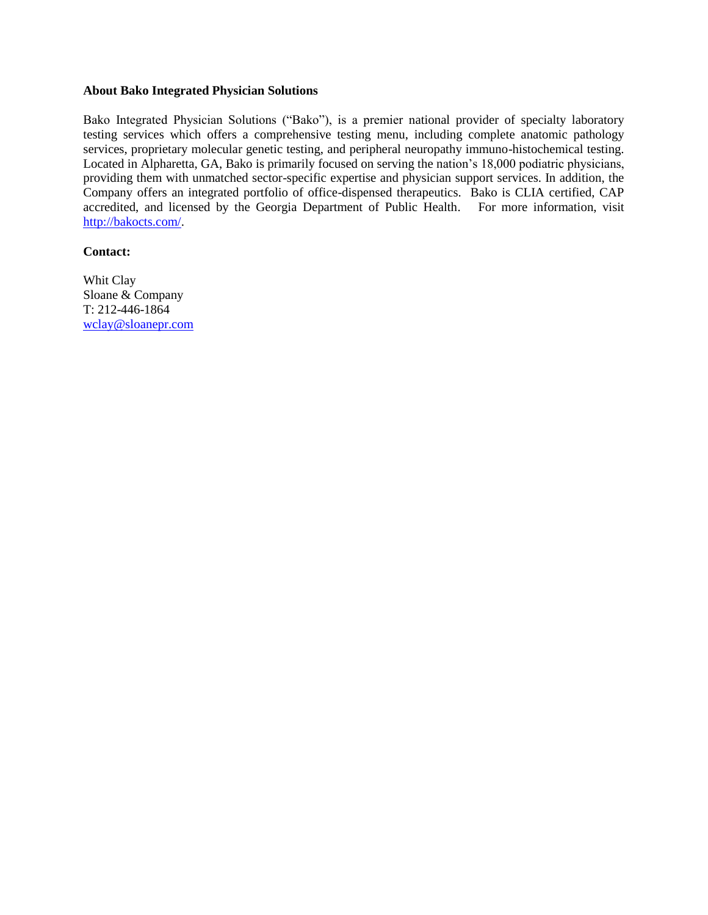**About Bako Integrated Physician Solutions**

Bako Integrated Physician Solutions ("Bako"), is a premier national provider of specialty laboratory testing services which offers a comprehensive testing menu, including complete anatomic pathology services, proprietary molecular genetic testing, and peripheral neuropathy immuno-histochemical testing. Located in Alpharetta, GA, Bako is primarily focused on serving the nation's 18,000 podiatric physicians, providing them with unmatched sector-specific expertise and physician support services. In addition, the Company offers an integrated portfolio of office-dispensed therapeutics. Bako is CLIA certified, CAP accredited, and licensed by the Georgia Department of Public Health. For more information, visit http://bakocts.com/.

**Contact:**

Whit Clay
Sloane & Company
T: 212-446-1864
wclay@sloanepr.com